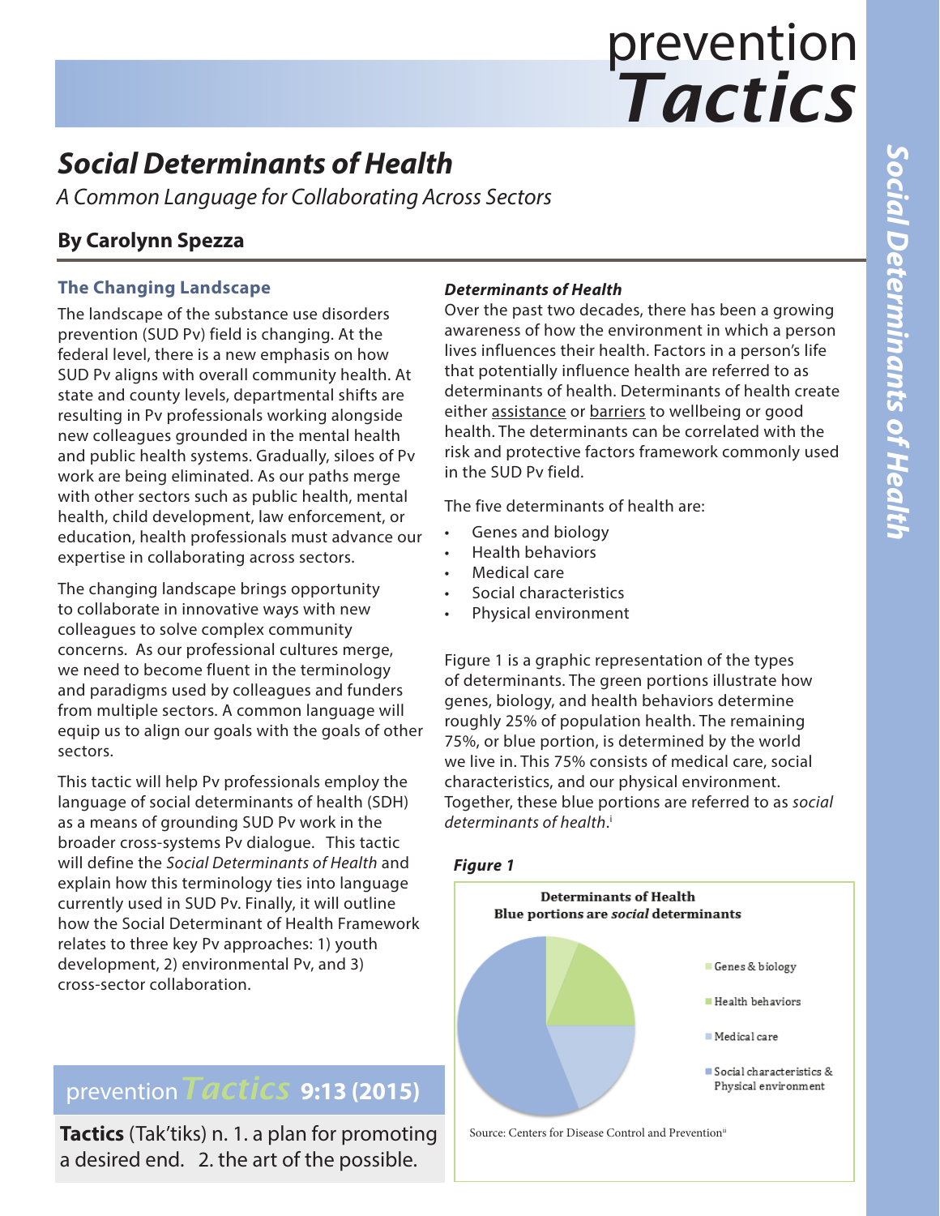# prevention *Tactics*

## *Social Determinants of Health*

*A Common Language for Collaborating Across Sectors*

**By Carolynn Spezza**

### The Changing Landscape

The landscape of the substance use disorders prevention (SUD Pv) field is changing. At the federal level, there is a new emphasis on how SUD Pv aligns with overall community health. At state and county levels, departmental shifts are resulting in Pv professionals working alongside new colleagues grounded in the mental health and public health systems. Gradually, siloes of Pv work are being eliminated. As our paths merge with other sectors such as public health, mental health, child development, law enforcement, or education, health professionals must advance our expertise in collaborating across sectors.

The changing landscape brings opportunity to collaborate in innovative ways with new colleagues to solve complex community concerns. As our professional cultures merge, we need to become fluent in the terminology and paradigms used by colleagues and funders from multiple sectors. A common language will equip us to align our goals with the goals of other sectors.

This tactic will help Pv professionals employ the language of social determinants of health (SDH) as a means of grounding SUD Pv work in the broader cross-systems Pv dialogue. This tactic will define the *Social Determinants of Health* and explain how this terminology ties into language currently used in SUD Pv. Finally, it will outline how the Social Determinant of Health Framework relates to three key Pv approaches: 1) youth development, 2) environmental Pv, and 3) cross-sector collaboration.

prevention *Tactics* **9:13 (2015)**

**Tactics** (Tak'tiks) n. 1. a plan for promoting a desired end. 2. the art of the possible.

### *Determinants of Health*

Over the past two decades, there has been a growing awareness of how the environment in which a person lives influences their health. Factors in a person's life that potentially influence health are referred to as determinants of health. Determinants of health create either assistance or barriers to wellbeing or good health. The determinants can be correlated with the risk and protective factors framework commonly used in the SUD Pv field.

The five determinants of health are:

- Genes and biology
- Health behaviors
- Medical care
- Social characteristics
- Physical environment

Figure 1 is a graphic representation of the types of determinants. The green portions illustrate how genes, biology, and health behaviors determine roughly 25% of population health. The remaining 75%, or blue portion, is determined by the world we live in. This 75% consists of medical care, social characteristics, and our physical environment. Together, these blue portions are referred to as *social determinants of health*.[i]

***Figure 1***

**Determinants of Health**
**Blue portions are *social* determinants**

- Genes & biology
- Health behaviors
- Medical care
- Social characteristics & Physical environment

Source: Centers for Disease Control and Prevention[ii]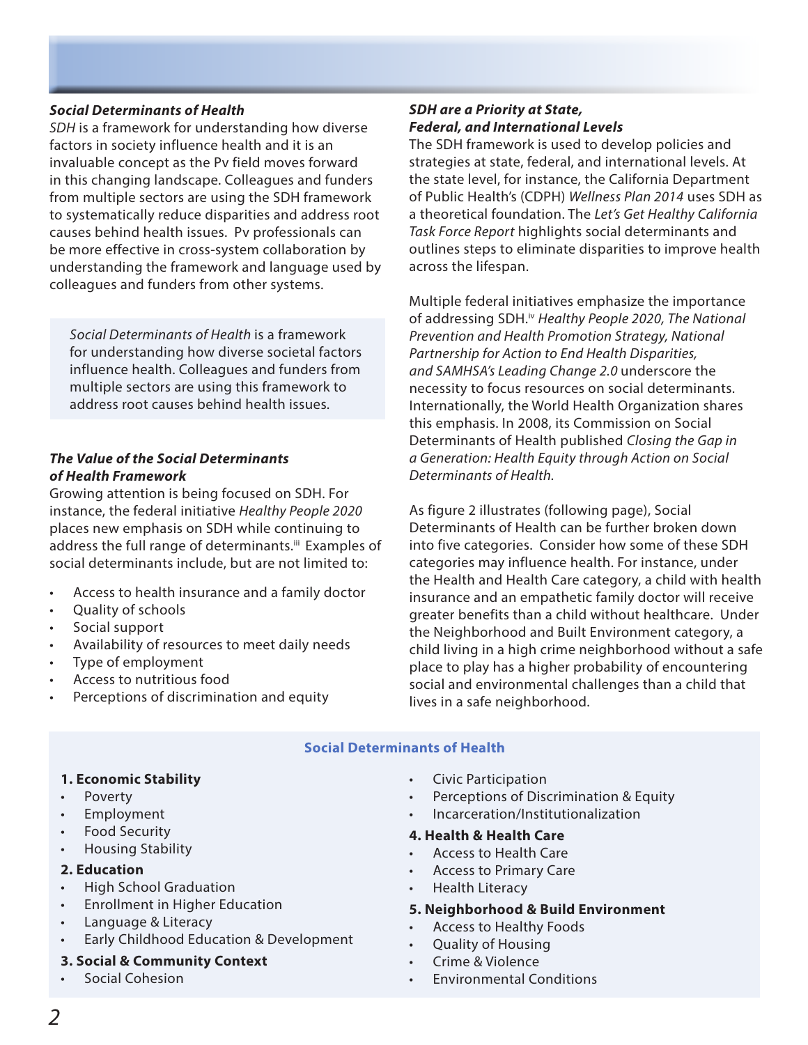### Social Determinants of Health

*SDH* is a framework for understanding how diverse factors in society influence health and it is an invaluable concept as the Pv field moves forward in this changing landscape. Colleagues and funders from multiple sectors are using the SDH framework to systematically reduce disparities and address root causes behind health issues. Pv professionals can be more effective in cross-system collaboration by understanding the framework and language used by colleagues and funders from other systems.

> *Social Determinants of Health* is a framework for understanding how diverse societal factors influence health. Colleagues and funders from multiple sectors are using this framework to address root causes behind health issues.

### The Value of the Social Determinants of Health Framework

Growing attention is being focused on SDH. For instance, the federal initiative *Healthy People 2020* places new emphasis on SDH while continuing to address the full range of determinants.[iii] Examples of social determinants include, but are not limited to:

- Access to health insurance and a family doctor
- Quality of schools
- Social support
- Availability of resources to meet daily needs
- Type of employment
- Access to nutritious food
- Perceptions of discrimination and equity

### SDH are a Priority at State, Federal, and International Levels

The SDH framework is used to develop policies and strategies at state, federal, and international levels. At the state level, for instance, the California Department of Public Health's (CDPH) *Wellness Plan 2014* uses SDH as a theoretical foundation. The *Let's Get Healthy California Task Force Report* highlights social determinants and outlines steps to eliminate disparities to improve health across the lifespan.

Multiple federal initiatives emphasize the importance of addressing SDH.[iv] *Healthy People 2020, The National Prevention and Health Promotion Strategy, National Partnership for Action to End Health Disparities, and SAMHSA's Leading Change 2.0* underscore the necessity to focus resources on social determinants. Internationally, the World Health Organization shares this emphasis. In 2008, its Commission on Social Determinants of Health published *Closing the Gap in a Generation: Health Equity through Action on Social Determinants of Health*.

As figure 2 illustrates (following page), Social Determinants of Health can be further broken down into five categories. Consider how some of these SDH categories may influence health. For instance, under the Health and Health Care category, a child with health insurance and an empathetic family doctor will receive greater benefits than a child without healthcare. Under the Neighborhood and Built Environment category, a child living in a high crime neighborhood without a safe place to play has a higher probability of encountering social and environmental challenges than a child that lives in a safe neighborhood.

#### Social Determinants of Health

**1. Economic Stability**
- Poverty
- Employment
- Food Security
- Housing Stability

**2. Education**
- High School Graduation
- Enrollment in Higher Education
- Language & Literacy
- Early Childhood Education & Development

**3. Social & Community Context**
- Social Cohesion
- Civic Participation
- Perceptions of Discrimination & Equity
- Incarceration/Institutionalization

**4. Health & Health Care**
- Access to Health Care
- Access to Primary Care
- Health Literacy

**5. Neighborhood & Build Environment**
- Access to Healthy Foods
- Quality of Housing
- Crime & Violence
- Environmental Conditions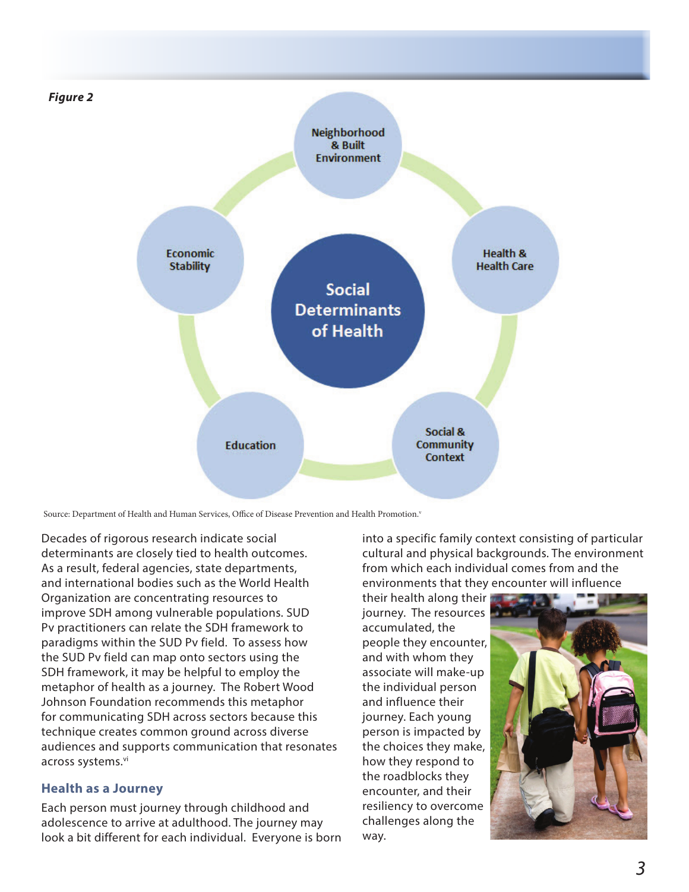*Figure 2*

Social Determinants of Health

- Neighborhood & Built Environment
- Health & Health Care
- Social & Community Context
- Education
- Economic Stability

Source: Department of Health and Human Services, Office of Disease Prevention and Health Promotion.[v]

Decades of rigorous research indicate social determinants are closely tied to health outcomes. As a result, federal agencies, state departments, and international bodies such as the World Health Organization are concentrating resources to improve SDH among vulnerable populations. SUD Pv practitioners can relate the SDH framework to paradigms within the SUD Pv field. To assess how the SUD Pv field can map onto sectors using the SDH framework, it may be helpful to employ the metaphor of health as a journey. The Robert Wood Johnson Foundation recommends this metaphor for communicating SDH across sectors because this technique creates common ground across diverse audiences and supports communication that resonates across systems.[vi]

## Health as a Journey

Each person must journey through childhood and adolescence to arrive at adulthood. The journey may look a bit different for each individual. Everyone is born into a specific family context consisting of particular cultural and physical backgrounds. The environment from which each individual comes from and the environments that they encounter will influence their health along their journey. The resources accumulated, the people they encounter, and with whom they associate will make-up the individual person and influence their journey. Each young person is impacted by the choices they make, how they respond to the roadblocks they encounter, and their resiliency to overcome challenges along the way.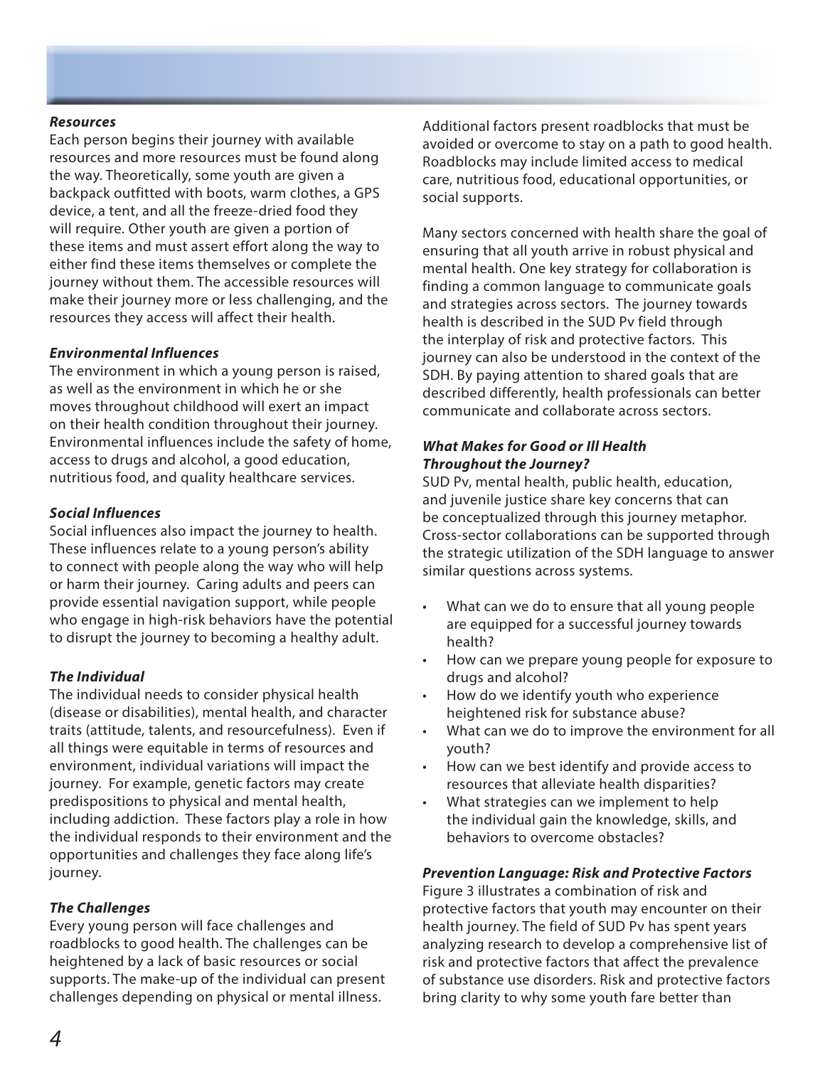### *Resources*

Each person begins their journey with available resources and more resources must be found along the way. Theoretically, some youth are given a backpack outfitted with boots, warm clothes, a GPS device, a tent, and all the freeze-dried food they will require. Other youth are given a portion of these items and must assert effort along the way to either find these items themselves or complete the journey without them. The accessible resources will make their journey more or less challenging, and the resources they access will affect their health.

### *Environmental Influences*

The environment in which a young person is raised, as well as the environment in which he or she moves throughout childhood will exert an impact on their health condition throughout their journey. Environmental influences include the safety of home, access to drugs and alcohol, a good education, nutritious food, and quality healthcare services.

### *Social Influences*

Social influences also impact the journey to health. These influences relate to a young person's ability to connect with people along the way who will help or harm their journey. Caring adults and peers can provide essential navigation support, while people who engage in high-risk behaviors have the potential to disrupt the journey to becoming a healthy adult.

### *The Individual*

The individual needs to consider physical health (disease or disabilities), mental health, and character traits (attitude, talents, and resourcefulness). Even if all things were equitable in terms of resources and environment, individual variations will impact the journey. For example, genetic factors may create predispositions to physical and mental health, including addiction. These factors play a role in how the individual responds to their environment and the opportunities and challenges they face along life's journey.

### *The Challenges*

Every young person will face challenges and roadblocks to good health. The challenges can be heightened by a lack of basic resources or social supports. The make-up of the individual can present challenges depending on physical or mental illness. Additional factors present roadblocks that must be avoided or overcome to stay on a path to good health. Roadblocks may include limited access to medical care, nutritious food, educational opportunities, or social supports.

Many sectors concerned with health share the goal of ensuring that all youth arrive in robust physical and mental health. One key strategy for collaboration is finding a common language to communicate goals and strategies across sectors. The journey towards health is described in the SUD Pv field through the interplay of risk and protective factors. This journey can also be understood in the context of the SDH. By paying attention to shared goals that are described differently, health professionals can better communicate and collaborate across sectors.

### *What Makes for Good or Ill Health Throughout the Journey?*

SUD Pv, mental health, public health, education, and juvenile justice share key concerns that can be conceptualized through this journey metaphor. Cross-sector collaborations can be supported through the strategic utilization of the SDH language to answer similar questions across systems.

- What can we do to ensure that all young people are equipped for a successful journey towards health?
- How can we prepare young people for exposure to drugs and alcohol?
- How do we identify youth who experience heightened risk for substance abuse?
- What can we do to improve the environment for all youth?
- How can we best identify and provide access to resources that alleviate health disparities?
- What strategies can we implement to help the individual gain the knowledge, skills, and behaviors to overcome obstacles?

### *Prevention Language: Risk and Protective Factors*

Figure 3 illustrates a combination of risk and protective factors that youth may encounter on their health journey. The field of SUD Pv has spent years analyzing research to develop a comprehensive list of risk and protective factors that affect the prevalence of substance use disorders. Risk and protective factors bring clarity to why some youth fare better than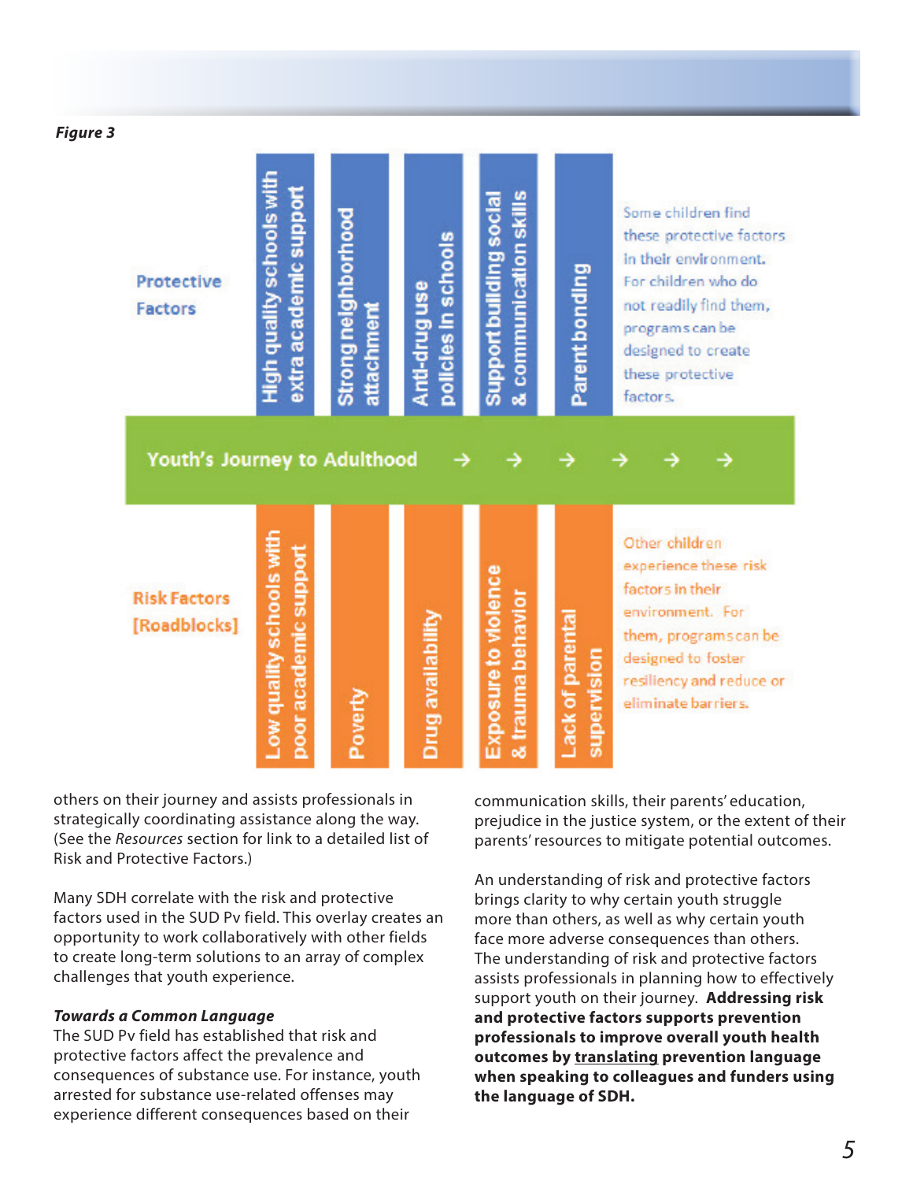*Figure 3*

**Protective Factors**

- High quality schools with extra academic support
- Strong neighborhood attachment
- Anti-drug use policies in schools
- Support building social & communication skills
- Parent bonding

Some children find these protective factors in their environment. For children who do not readily find them, programs can be designed to create these protective factors.

**Youth's Journey to Adulthood → → → → → →**

**Risk Factors [Roadblocks]**

- Low quality schools with poor academic support
- Poverty
- Drug availability
- Exposure to violence & trauma behavior
- Lack of parental supervision

Other children experience these risk factors in their environment. For them, programs can be designed to foster resiliency and reduce or eliminate barriers.

others on their journey and assists professionals in strategically coordinating assistance along the way. (See the *Resources* section for link to a detailed list of Risk and Protective Factors.)

Many SDH correlate with the risk and protective factors used in the SUD Pv field. This overlay creates an opportunity to work collaboratively with other fields to create long-term solutions to an array of complex challenges that youth experience.

***Towards a Common Language***

The SUD Pv field has established that risk and protective factors affect the prevalence and consequences of substance use. For instance, youth arrested for substance use-related offenses may experience different consequences based on their communication skills, their parents' education, prejudice in the justice system, or the extent of their parents' resources to mitigate potential outcomes.

An understanding of risk and protective factors brings clarity to why certain youth struggle more than others, as well as why certain youth face more adverse consequences than others. The understanding of risk and protective factors assists professionals in planning how to effectively support youth on their journey. **Addressing risk and protective factors supports prevention professionals to improve overall youth health outcomes by <u>translating</u> prevention language when speaking to colleagues and funders using the language of SDH.**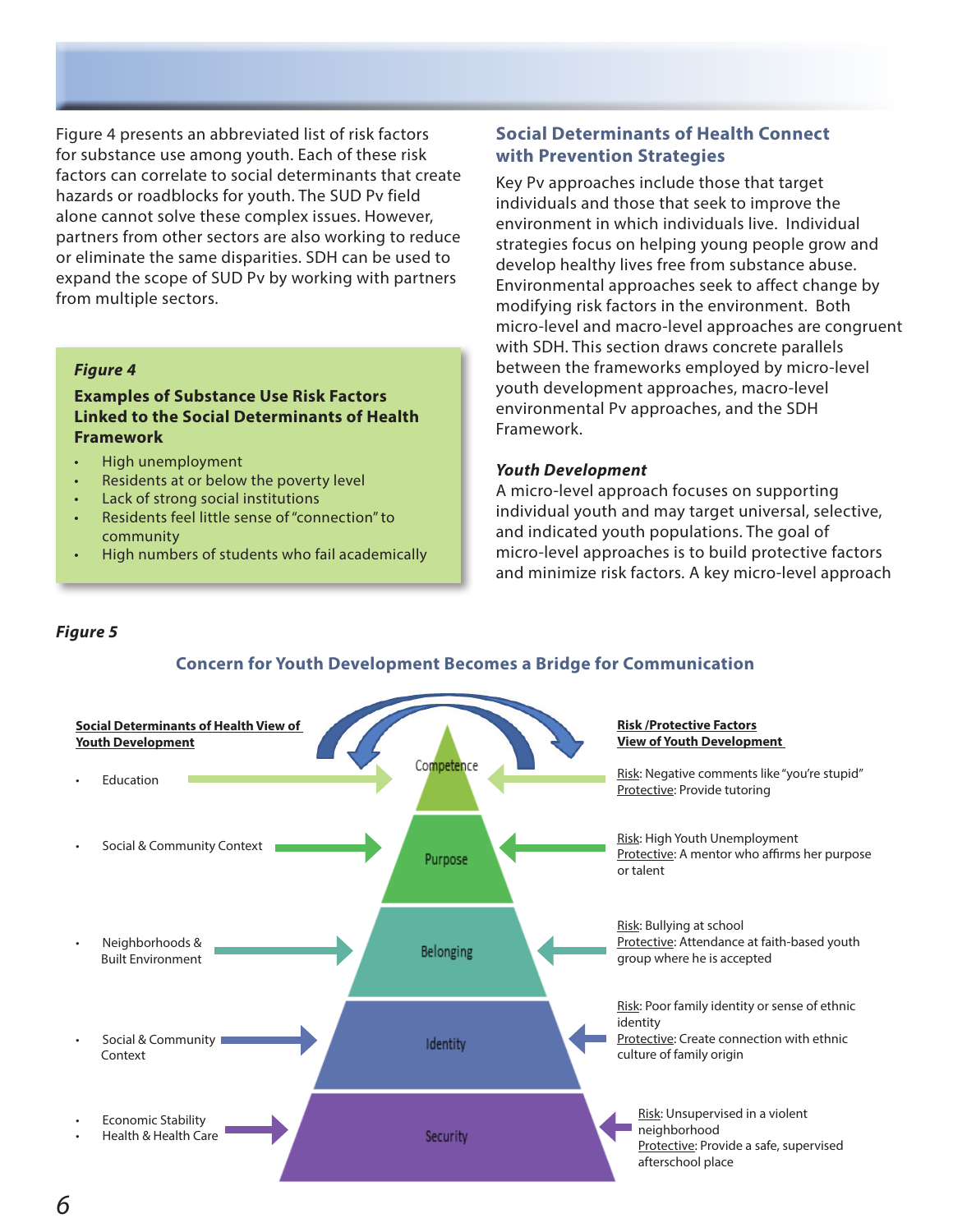Figure 4 presents an abbreviated list of risk factors for substance use among youth. Each of these risk factors can correlate to social determinants that create hazards or roadblocks for youth. The SUD Pv field alone cannot solve these complex issues. However, partners from other sectors are also working to reduce or eliminate the same disparities. SDH can be used to expand the scope of SUD Pv by working with partners from multiple sectors.

***Figure 4***

**Examples of Substance Use Risk Factors Linked to the Social Determinants of Health Framework**

- High unemployment
- Residents at or below the poverty level
- Lack of strong social institutions
- Residents feel little sense of "connection" to community
- High numbers of students who fail academically

## Social Determinants of Health Connect with Prevention Strategies

Key Pv approaches include those that target individuals and those that seek to improve the environment in which individuals live. Individual strategies focus on helping young people grow and develop healthy lives free from substance abuse. Environmental approaches seek to affect change by modifying risk factors in the environment. Both micro-level and macro-level approaches are congruent with SDH. This section draws concrete parallels between the frameworks employed by micro-level youth development approaches, macro-level environmental Pv approaches, and the SDH Framework.

### *Youth Development*

A micro-level approach focuses on supporting individual youth and may target universal, selective, and indicated youth populations. The goal of micro-level approaches is to build protective factors and minimize risk factors. A key micro-level approach

***Figure 5***

**Concern for Youth Development Becomes a Bridge for Communication**

| Social Determinants of Health View of Youth Development | Youth Development | Risk /Protective Factors View of Youth Development |
|---|---|---|
| Education | Competence | Risk: Negative comments like "you're stupid"<br>Protective: Provide tutoring |
| Social & Community Context | Purpose | Risk: High Youth Unemployment<br>Protective: A mentor who affirms her purpose or talent |
| Neighborhoods & Built Environment | Belonging | Risk: Bullying at school<br>Protective: Attendance at faith-based youth group where he is accepted |
| Social & Community Context | Identity | Risk: Poor family identity or sense of ethnic identity<br>Protective: Create connection with ethnic culture of family origin |
| Economic Stability<br>Health & Health Care | Security | Risk: Unsupervised in a violent neighborhood<br>Protective: Provide a safe, supervised afterschool place |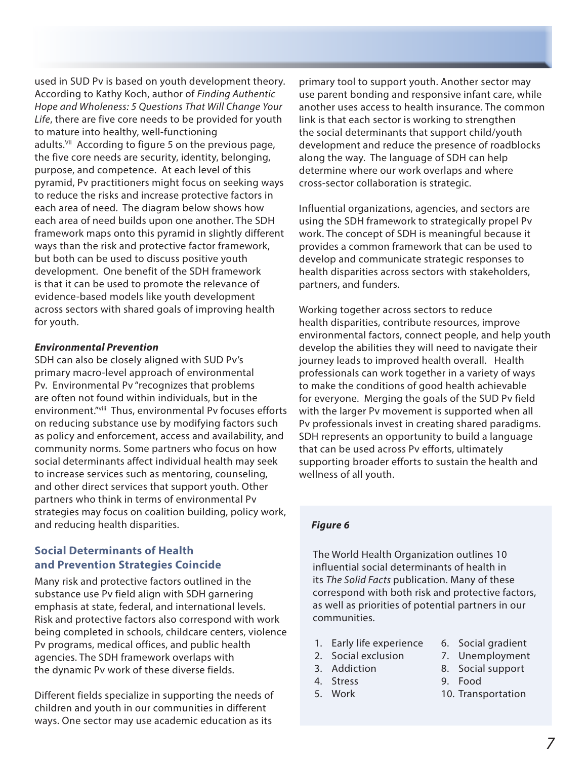used in SUD Pv is based on youth development theory. According to Kathy Koch, author of *Finding Authentic Hope and Wholeness: 5 Questions That Will Change Your Life*, there are five core needs to be provided for youth to mature into healthy, well-functioning adults.[vii] According to figure 5 on the previous page, the five core needs are security, identity, belonging, purpose, and competence. At each level of this pyramid, Pv practitioners might focus on seeking ways to reduce the risks and increase protective factors in each area of need. The diagram below shows how each area of need builds upon one another. The SDH framework maps onto this pyramid in slightly different ways than the risk and protective factor framework, but both can be used to discuss positive youth development. One benefit of the SDH framework is that it can be used to promote the relevance of evidence-based models like youth development across sectors with shared goals of improving health for youth.

***Environmental Prevention***

SDH can also be closely aligned with SUD Pv's primary macro-level approach of environmental Pv. Environmental Pv "recognizes that problems are often not found within individuals, but in the environment."[viii] Thus, environmental Pv focuses efforts on reducing substance use by modifying factors such as policy and enforcement, access and availability, and community norms. Some partners who focus on how social determinants affect individual health may seek to increase services such as mentoring, counseling, and other direct services that support youth. Other partners who think in terms of environmental Pv strategies may focus on coalition building, policy work, and reducing health disparities.

## Social Determinants of Health and Prevention Strategies Coincide

Many risk and protective factors outlined in the substance use Pv field align with SDH garnering emphasis at state, federal, and international levels. Risk and protective factors also correspond with work being completed in schools, childcare centers, violence Pv programs, medical offices, and public health agencies. The SDH framework overlaps with the dynamic Pv work of these diverse fields.

Different fields specialize in supporting the needs of children and youth in our communities in different ways. One sector may use academic education as its primary tool to support youth. Another sector may use parent bonding and responsive infant care, while another uses access to health insurance. The common link is that each sector is working to strengthen the social determinants that support child/youth development and reduce the presence of roadblocks along the way. The language of SDH can help determine where our work overlaps and where cross-sector collaboration is strategic.

Influential organizations, agencies, and sectors are using the SDH framework to strategically propel Pv work. The concept of SDH is meaningful because it provides a common framework that can be used to develop and communicate strategic responses to health disparities across sectors with stakeholders, partners, and funders.

Working together across sectors to reduce health disparities, contribute resources, improve environmental factors, connect people, and help youth develop the abilities they will need to navigate their journey leads to improved health overall. Health professionals can work together in a variety of ways to make the conditions of good health achievable for everyone. Merging the goals of the SUD Pv field with the larger Pv movement is supported when all Pv professionals invest in creating shared paradigms. SDH represents an opportunity to build a language that can be used across Pv efforts, ultimately supporting broader efforts to sustain the health and wellness of all youth.

***Figure 6***

The World Health Organization outlines 10 influential social determinants of health in its *The Solid Facts* publication. Many of these correspond with both risk and protective factors, as well as priorities of potential partners in our communities.

1. Early life experience
2. Social exclusion
3. Addiction
4. Stress
5. Work
6. Social gradient
7. Unemployment
8. Social support
9. Food
10. Transportation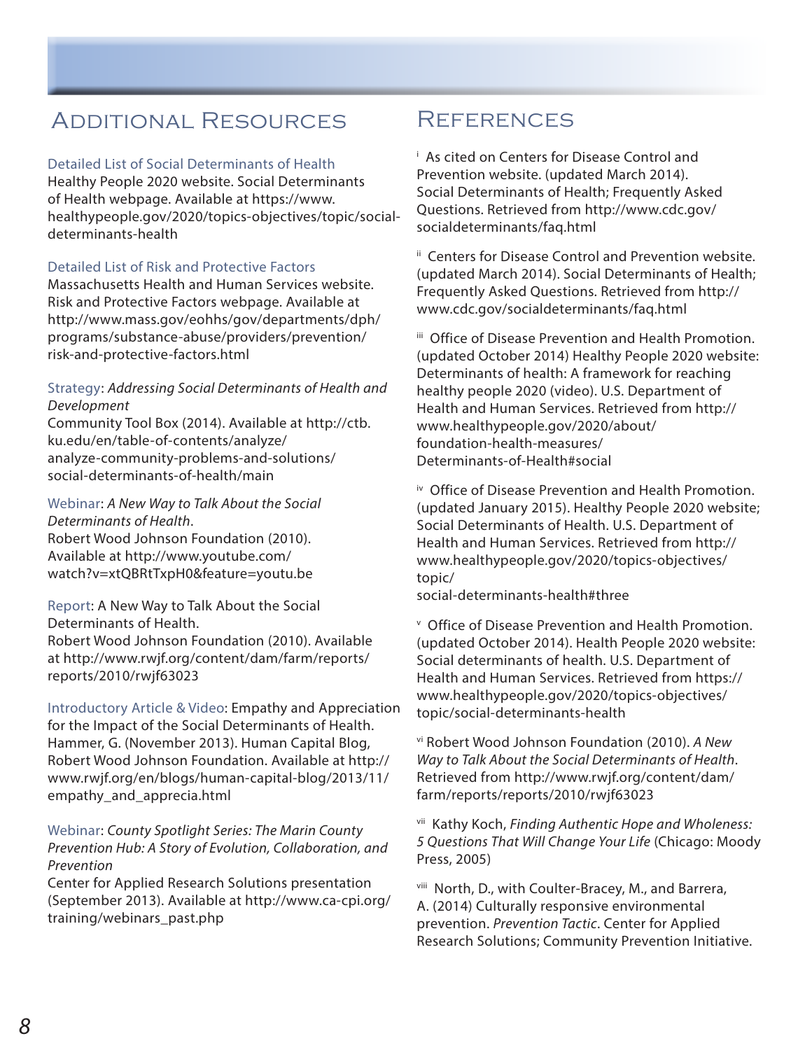## Additional Resources

Detailed List of Social Determinants of Health
Healthy People 2020 website. Social Determinants of Health webpage. Available at https://www.healthypeople.gov/2020/topics-objectives/topic/social-determinants-health

Detailed List of Risk and Protective Factors
Massachusetts Health and Human Services website. Risk and Protective Factors webpage. Available at http://www.mass.gov/eohhs/gov/departments/dph/programs/substance-abuse/providers/prevention/risk-and-protective-factors.html

Strategy: *Addressing Social Determinants of Health and Development*
Community Tool Box (2014). Available at http://ctb.ku.edu/en/table-of-contents/analyze/analyze-community-problems-and-solutions/social-determinants-of-health/main

Webinar: *A New Way to Talk About the Social Determinants of Health*.
Robert Wood Johnson Foundation (2010). Available at http://www.youtube.com/watch?v=xtQBRtTxpH0&feature=youtu.be

Report: A New Way to Talk About the Social Determinants of Health.
Robert Wood Johnson Foundation (2010). Available at http://www.rwjf.org/content/dam/farm/reports/reports/2010/rwjf63023

Introductory Article & Video: Empathy and Appreciation for the Impact of the Social Determinants of Health. Hammer, G. (November 2013). Human Capital Blog, Robert Wood Johnson Foundation. Available at http://www.rwjf.org/en/blogs/human-capital-blog/2013/11/empathy_and_apprecia.html

Webinar: *County Spotlight Series: The Marin County Prevention Hub: A Story of Evolution, Collaboration, and Prevention*
Center for Applied Research Solutions presentation (September 2013). Available at http://www.ca-cpi.org/training/webinars_past.php

## References

[i] As cited on Centers for Disease Control and Prevention website. (updated March 2014). Social Determinants of Health; Frequently Asked Questions. Retrieved from http://www.cdc.gov/socialdeterminants/faq.html

[ii] Centers for Disease Control and Prevention website. (updated March 2014). Social Determinants of Health; Frequently Asked Questions. Retrieved from http://www.cdc.gov/socialdeterminants/faq.html

[iii] Office of Disease Prevention and Health Promotion. (updated October 2014) Healthy People 2020 website: Determinants of health: A framework for reaching healthy people 2020 (video). U.S. Department of Health and Human Services. Retrieved from http://www.healthypeople.gov/2020/about/foundation-health-measures/Determinants-of-Health#social

[iv] Office of Disease Prevention and Health Promotion. (updated January 2015). Healthy People 2020 website; Social Determinants of Health. U.S. Department of Health and Human Services. Retrieved from http://www.healthypeople.gov/2020/topics-objectives/topic/social-determinants-health#three

[v] Office of Disease Prevention and Health Promotion. (updated October 2014). Health People 2020 website: Social determinants of health. U.S. Department of Health and Human Services. Retrieved from https://www.healthypeople.gov/2020/topics-objectives/topic/social-determinants-health

[vi] Robert Wood Johnson Foundation (2010). *A New Way to Talk About the Social Determinants of Health*. Retrieved from http://www.rwjf.org/content/dam/farm/reports/reports/2010/rwjf63023

[vii] Kathy Koch, *Finding Authentic Hope and Wholeness: 5 Questions That Will Change Your Life* (Chicago: Moody Press, 2005)

[viii] North, D., with Coulter-Bracey, M., and Barrera, A. (2014) Culturally responsive environmental prevention. *Prevention Tactic*. Center for Applied Research Solutions; Community Prevention Initiative.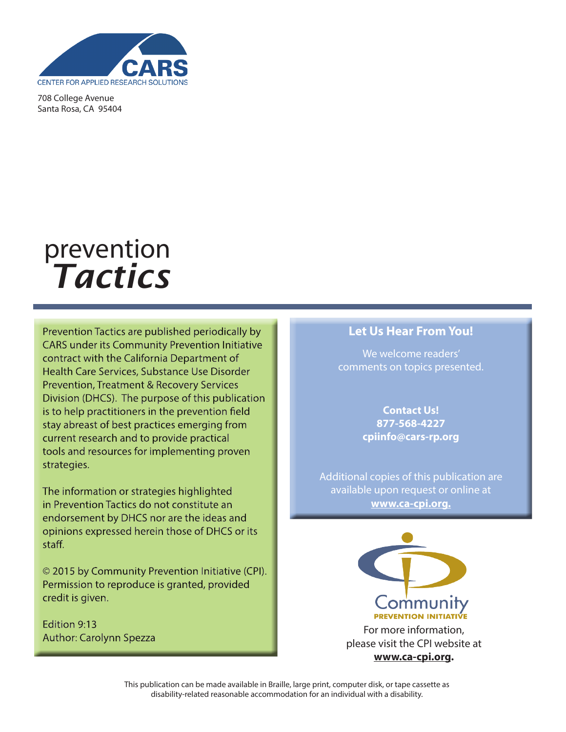CARS
CENTER FOR APPLIED RESEARCH SOLUTIONS

708 College Avenue
Santa Rosa, CA 95404

# prevention *Tactics*

Prevention Tactics are published periodically by CARS under its Community Prevention Initiative contract with the California Department of Health Care Services, Substance Use Disorder Prevention, Treatment & Recovery Services Division (DHCS). The purpose of this publication is to help practitioners in the prevention field stay abreast of best practices emerging from current research and to provide practical tools and resources for implementing proven strategies.

The information or strategies highlighted in Prevention Tactics do not constitute an endorsement by DHCS nor are the ideas and opinions expressed herein those of DHCS or its staff.

© 2015 by Community Prevention Initiative (CPI). Permission to reproduce is granted, provided credit is given.

Edition 9:13
Author: Carolynn Spezza

## Let Us Hear From You!

We welcome readers' comments on topics presented.

**Contact Us!**
**877-568-4227**
**cpiinfo@cars-rp.org**

Additional copies of this publication are available upon request or online at **www.ca-cpi.org.**

Community
PREVENTION INITIATIVE

For more information, please visit the CPI website at **www.ca-cpi.org.**

This publication can be made available in Braille, large print, computer disk, or tape cassette as disability-related reasonable accommodation for an individual with a disability.